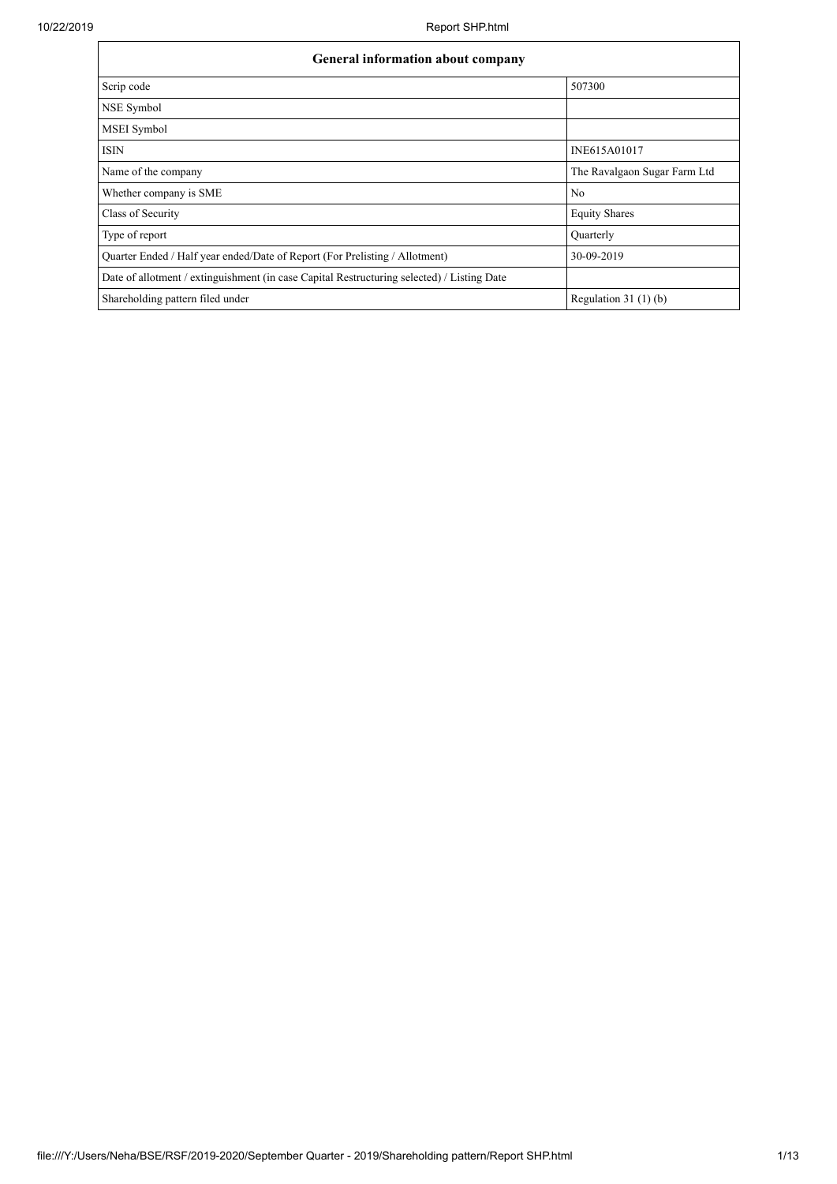| General information about company | |
|---|---|
| Scrip code | 507300 |
| NSE Symbol | |
| MSEI Symbol | |
| ISIN | INE615A01017 |
| Name of the company | The Ravalgaon Sugar Farm Ltd |
| Whether company is SME | No |
| Class of Security | Equity Shares |
| Type of report | Quarterly |
| Quarter Ended / Half year ended/Date of Report (For Prelisting / Allotment) | 30-09-2019 |
| Date of allotment / extinguishment (in case Capital Restructuring selected) / Listing Date | |
| Shareholding pattern filed under | Regulation 31 (1) (b) |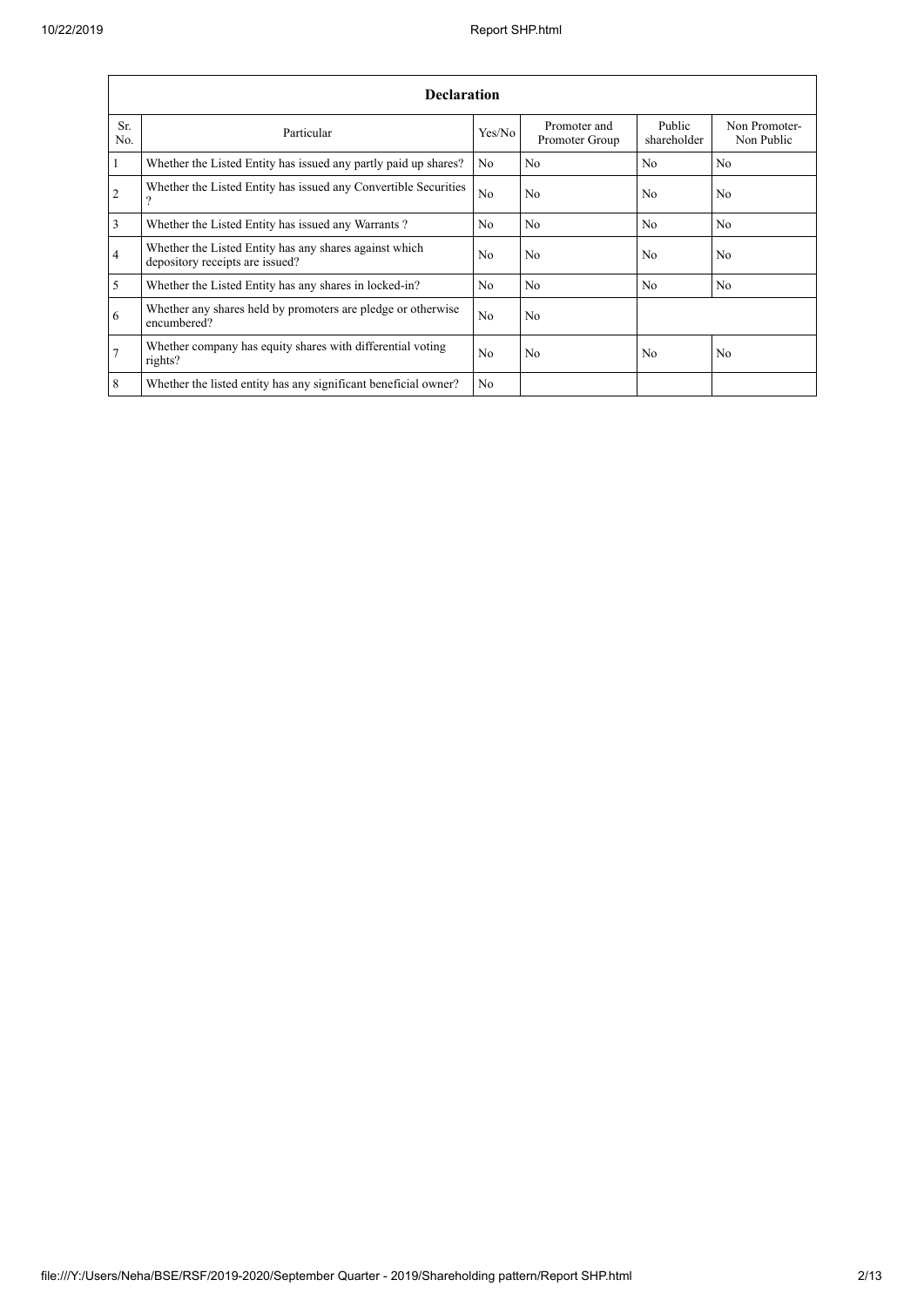| Declaration | | | | | |
|---|---|---|---|---|---|
| Sr. No. | Particular | Yes/No | Promoter and Promoter Group | Public shareholder | Non Promoter-Non Public |
| 1 | Whether the Listed Entity has issued any partly paid up shares? | No | No | No | No |
| 2 | Whether the Listed Entity has issued any Convertible Securities ? | No | No | No | No |
| 3 | Whether the Listed Entity has issued any Warrants ? | No | No | No | No |
| 4 | Whether the Listed Entity has any shares against which depository receipts are issued? | No | No | No | No |
| 5 | Whether the Listed Entity has any shares in locked-in? | No | No | No | No |
| 6 | Whether any shares held by promoters are pledge or otherwise encumbered? | No | No | | |
| 7 | Whether company has equity shares with differential voting rights? | No | No | No | No |
| 8 | Whether the listed entity has any significant beneficial owner? | No | | | |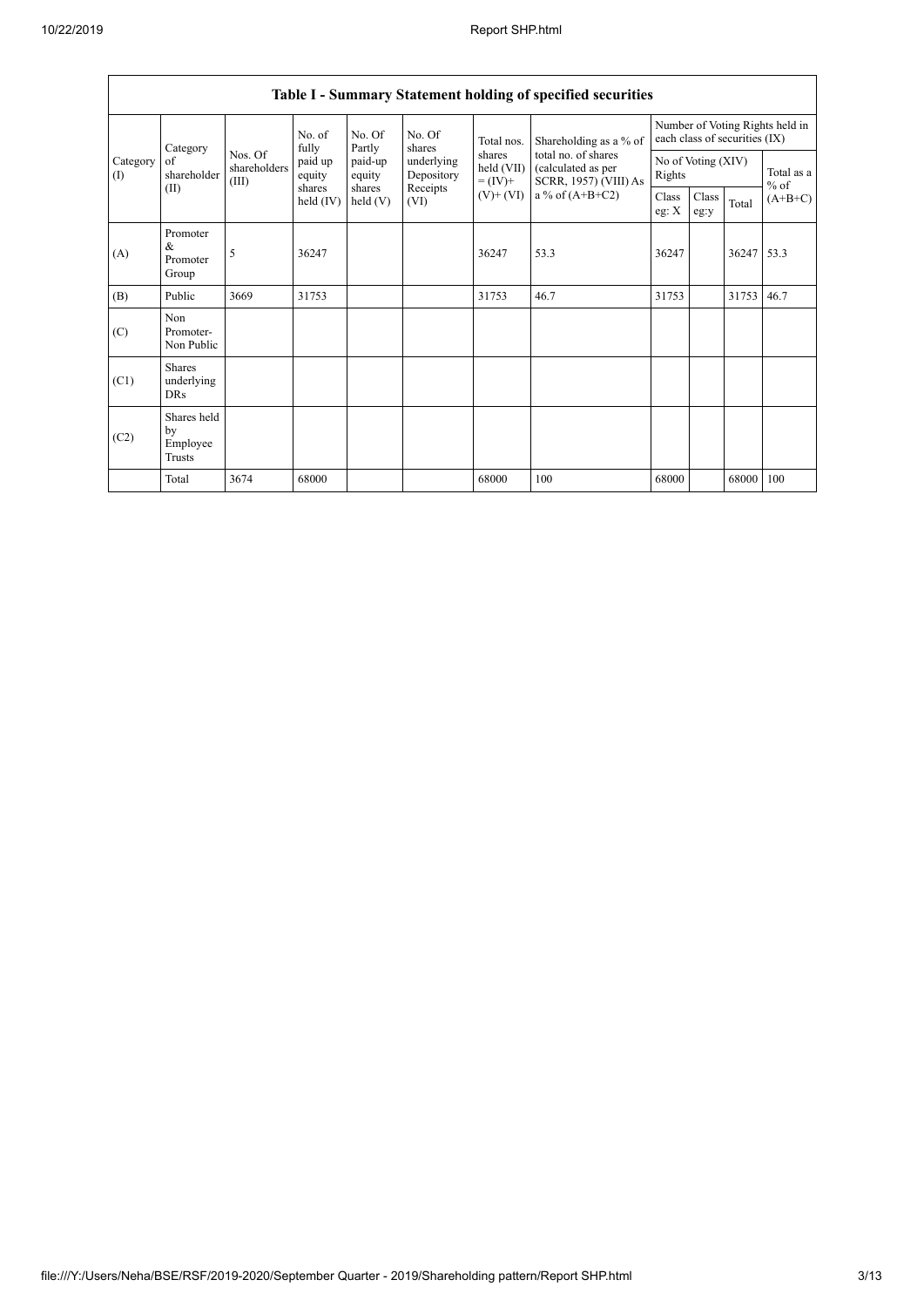**Table I - Summary Statement holding of specified securities**

| Category (I) | Category of shareholder (II) | Nos. Of shareholders (III) | No. of fully paid up equity shares held (IV) | No. Of Partly paid-up equity shares held (V) | No. Of shares underlying Depository Receipts (VI) | Total nos. shares held (VII) = (IV)+ (V)+ (VI) | Shareholding as a % of total no. of shares (calculated as per SCRR, 1957) (VIII) As a % of (A+B+C2) | Number of Voting Rights held in each class of securities (IX) | | | |
|---|---|---|---|---|---|---|---|---|---|---|---|
| | | | | | | | | No of Voting (XIV) Rights | | | Total as a % of (A+B+C) |
| | | | | | | | | Class eg: X | Class eg:y | Total | |
| (A) | Promoter & Promoter Group | 5 | 36247 | | | 36247 | 53.3 | 36247 | | 36247 | 53.3 |
| (B) | Public | 3669 | 31753 | | | 31753 | 46.7 | 31753 | | 31753 | 46.7 |
| (C) | Non Promoter- Non Public | | | | | | | | | | |
| (C1) | Shares underlying DRs | | | | | | | | | | |
| (C2) | Shares held by Employee Trusts | | | | | | | | | | |
| | Total | 3674 | 68000 | | | 68000 | 100 | 68000 | | 68000 | 100 |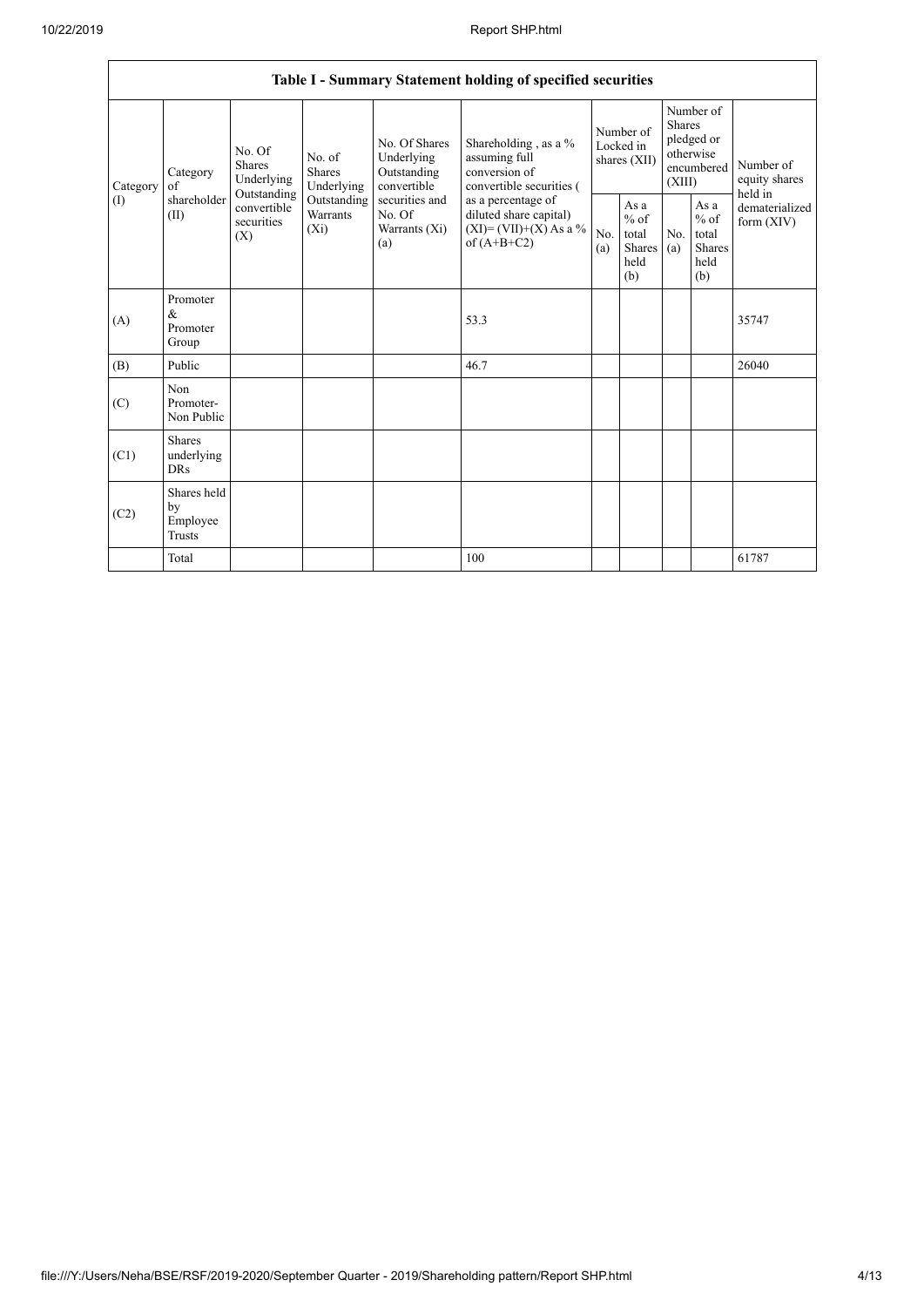## Table I - Summary Statement holding of specified securities

| Category (I) | Category of shareholder (II) | No. Of Shares Underlying Outstanding convertible securities (X) | No. of Shares Underlying Outstanding Warrants (Xi) | No. Of Shares Underlying Outstanding convertible securities and No. Of Warrants (Xi) (a) | Shareholding , as a % assuming full conversion of convertible securities ( as a percentage of diluted share capital) (XI)= (VII)+(X) As a % of (A+B+C2) | Number of Locked in shares (XII) | | Number of Shares pledged or otherwise encumbered (XIII) | | Number of equity shares held in dematerialized form (XIV) |
|---|---|---|---|---|---|---|---|---|---|---|
| | | | | | | No. (a) | As a % of total Shares held (b) | No. (a) | As a % of total Shares held (b) | |
| (A) | Promoter & Promoter Group | | | | 53.3 | | | | | 35747 |
| (B) | Public | | | | 46.7 | | | | | 26040 |
| (C) | Non Promoter- Non Public | | | | | | | | | |
| (C1) | Shares underlying DRs | | | | | | | | | |
| (C2) | Shares held by Employee Trusts | | | | | | | | | |
| | Total | | | | 100 | | | | | 61787 |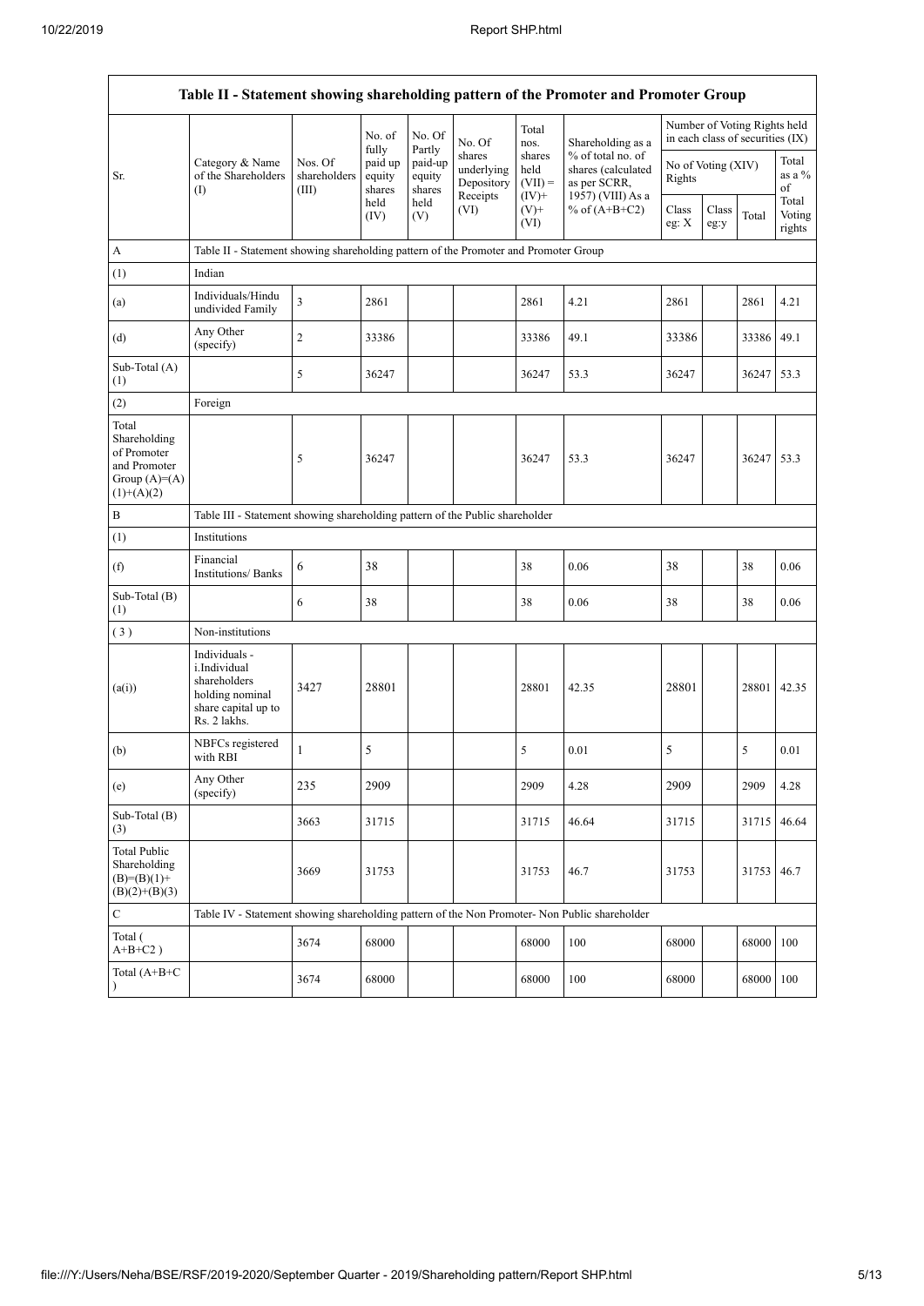| Table II - Statement showing shareholding pattern of the Promoter and Promoter Group | | | | | | | | | | | |
|---|---|---|---|---|---|---|---|---|---|---|---|
| Sr. | Category & Name of the Shareholders (I) | Nos. Of shareholders (III) | No. of fully paid up equity shares held (IV) | No. Of Partly paid-up equity shares held (V) | No. Of shares underlying Depository Receipts (VI) | Total nos. shares held (VII) = (IV)+ (V)+ (VI) | Shareholding as a % of total no. of shares (calculated as per SCRR, 1957) (VIII) As a % of (A+B+C2) | Number of Voting Rights held in each class of securities (IX) | | | |
| | | | | | | | | No of Voting (XIV) Rights | | | Total as a % of Total Voting rights |
| | | | | | | | | Class eg: X | Class eg:y | Total | |
| A | Table II - Statement showing shareholding pattern of the Promoter and Promoter Group | | | | | | | | | | |
| (1) | Indian | | | | | | | | | | |
| (a) | Individuals/Hindu undivided Family | 3 | 2861 | | | 2861 | 4.21 | 2861 | | 2861 | 4.21 |
| (d) | Any Other (specify) | 2 | 33386 | | | 33386 | 49.1 | 33386 | | 33386 | 49.1 |
| Sub-Total (A) (1) | | 5 | 36247 | | | 36247 | 53.3 | 36247 | | 36247 | 53.3 |
| (2) | Foreign | | | | | | | | | | |
| Total Shareholding of Promoter and Promoter Group (A)=(A)(1)+(A)(2) | | 5 | 36247 | | | 36247 | 53.3 | 36247 | | 36247 | 53.3 |
| B | Table III - Statement showing shareholding pattern of the Public shareholder | | | | | | | | | | |
| (1) | Institutions | | | | | | | | | | |
| (f) | Financial Institutions/ Banks | 6 | 38 | | | 38 | 0.06 | 38 | | 38 | 0.06 |
| Sub-Total (B) (1) | | 6 | 38 | | | 38 | 0.06 | 38 | | 38 | 0.06 |
| ( 3 ) | Non-institutions | | | | | | | | | | |
| (a(i)) | Individuals - i.Individual shareholders holding nominal share capital up to Rs. 2 lakhs. | 3427 | 28801 | | | 28801 | 42.35 | 28801 | | 28801 | 42.35 |
| (b) | NBFCs registered with RBI | 1 | 5 | | | 5 | 0.01 | 5 | | 5 | 0.01 |
| (e) | Any Other (specify) | 235 | 2909 | | | 2909 | 4.28 | 2909 | | 2909 | 4.28 |
| Sub-Total (B) (3) | | 3663 | 31715 | | | 31715 | 46.64 | 31715 | | 31715 | 46.64 |
| Total Public Shareholding (B)=(B)(1)+(B)(2)+(B)(3) | | 3669 | 31753 | | | 31753 | 46.7 | 31753 | | 31753 | 46.7 |
| C | Table IV - Statement showing shareholding pattern of the Non Promoter- Non Public shareholder | | | | | | | | | | |
| Total ( A+B+C2 ) | | 3674 | 68000 | | | 68000 | 100 | 68000 | | 68000 | 100 |
| Total (A+B+C ) | | 3674 | 68000 | | | 68000 | 100 | 68000 | | 68000 | 100 |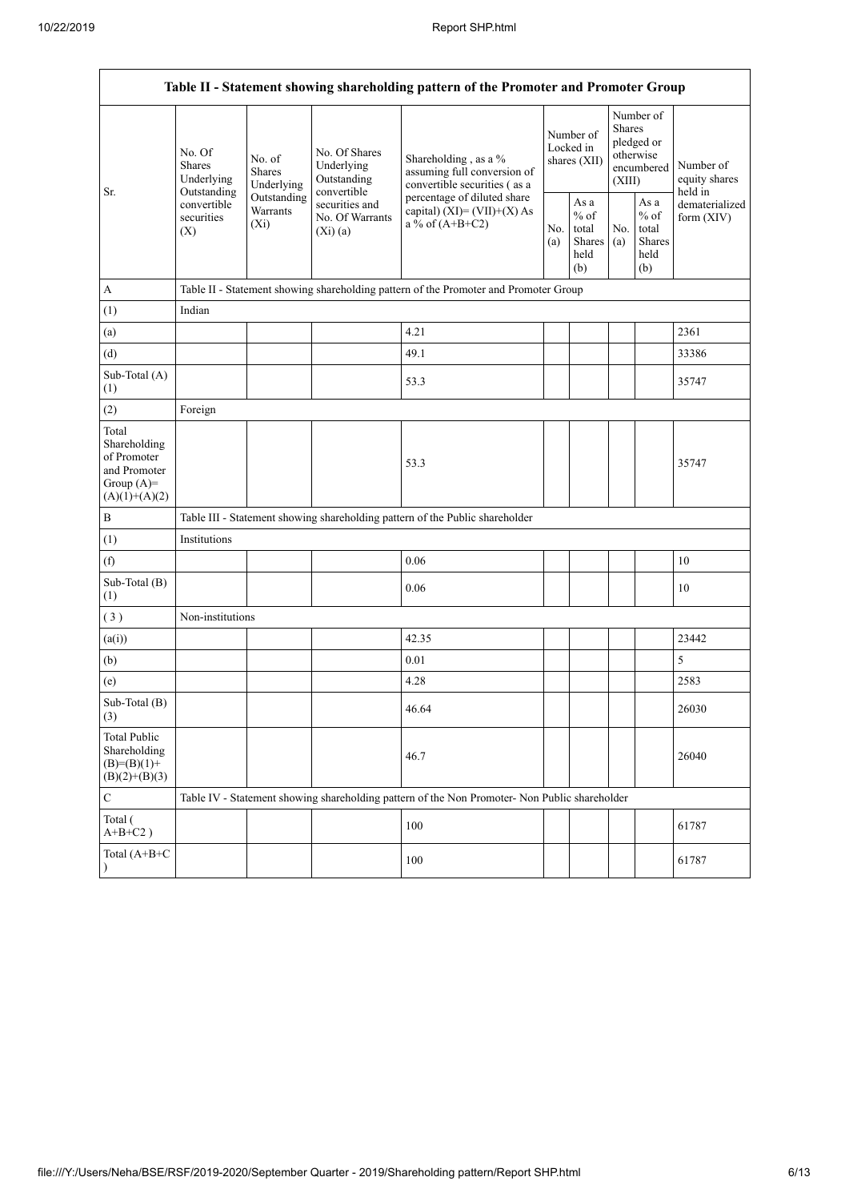| Table II - Statement showing shareholding pattern of the Promoter and Promoter Group | | | | | | | | | |
|---|---|---|---|---|---|---|---|---|---|
| Sr. | No. Of Shares Underlying Outstanding convertible securities (X) | No. of Shares Underlying Outstanding Warrants (Xi) | No. Of Shares Underlying Outstanding convertible securities and No. Of Warrants (Xi) (a) | Shareholding , as a % assuming full conversion of convertible securities ( as a percentage of diluted share capital) (XI)= (VII)+(X) As a % of (A+B+C2) | Number of Locked in shares (XII) | | Number of Shares pledged or otherwise encumbered (XIII) | | Number of equity shares held in dematerialized form (XIV) |
| | | | | | No. (a) | As a % of total Shares held (b) | No. (a) | As a % of total Shares held (b) | |
| A | Table II - Statement showing shareholding pattern of the Promoter and Promoter Group | | | | | | | | |
| (1) | Indian | | | | | | | | |
| (a) | | | | 4.21 | | | | | 2361 |
| (d) | | | | 49.1 | | | | | 33386 |
| Sub-Total (A) (1) | | | | 53.3 | | | | | 35747 |
| (2) | Foreign | | | | | | | | |
| Total Shareholding of Promoter and Promoter Group (A)= (A)(1)+(A)(2) | | | | 53.3 | | | | | 35747 |
| B | Table III - Statement showing shareholding pattern of the Public shareholder | | | | | | | | |
| (1) | Institutions | | | | | | | | |
| (f) | | | | 0.06 | | | | | 10 |
| Sub-Total (B) (1) | | | | 0.06 | | | | | 10 |
| ( 3 ) | Non-institutions | | | | | | | | |
| (a(i)) | | | | 42.35 | | | | | 23442 |
| (b) | | | | 0.01 | | | | | 5 |
| (e) | | | | 4.28 | | | | | 2583 |
| Sub-Total (B) (3) | | | | 46.64 | | | | | 26030 |
| Total Public Shareholding (B)=(B)(1)+ (B)(2)+(B)(3) | | | | 46.7 | | | | | 26040 |
| C | Table IV - Statement showing shareholding pattern of the Non Promoter- Non Public shareholder | | | | | | | | |
| Total ( A+B+C2 ) | | | | 100 | | | | | 61787 |
| Total (A+B+C ) | | | | 100 | | | | | 61787 |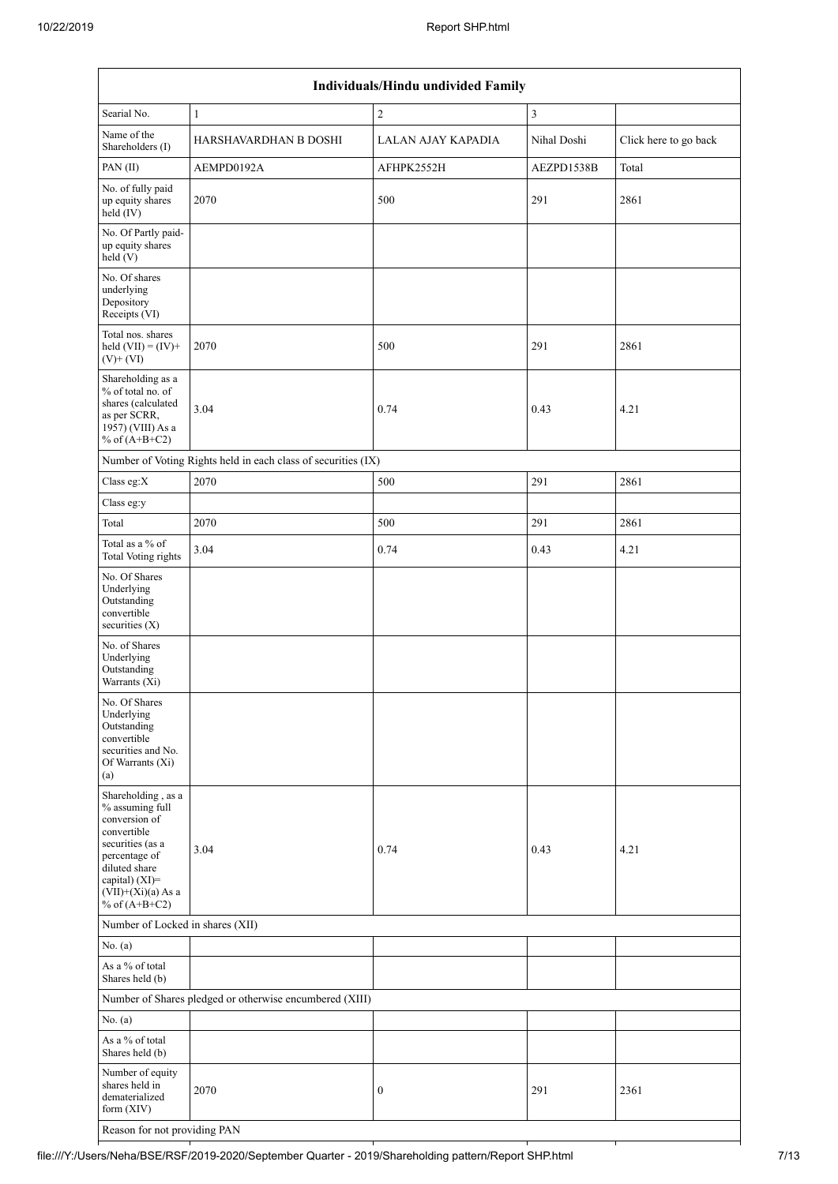| Individuals/Hindu undivided Family | | | | |
|---|---|---|---|---|
| Searial No. | 1 | 2 | 3 | |
| Name of the Shareholders (I) | HARSHAVARDHAN B DOSHI | LALAN AJAY KAPADIA | Nihal Doshi | Click here to go back |
| PAN (II) | AEMPD0192A | AFHPK2552H | AEZPD1538B | Total |
| No. of fully paid up equity shares held (IV) | 2070 | 500 | 291 | 2861 |
| No. Of Partly paid-up equity shares held (V) | | | | |
| No. Of shares underlying Depository Receipts (VI) | | | | |
| Total nos. shares held (VII) = (IV)+(V)+ (VI) | 2070 | 500 | 291 | 2861 |
| Shareholding as a % of total no. of shares (calculated as per SCRR, 1957) (VIII) As a % of (A+B+C2) | 3.04 | 0.74 | 0.43 | 4.21 |
| Number of Voting Rights held in each class of securities (IX) | | | | |
| Class eg:X | 2070 | 500 | 291 | 2861 |
| Class eg:y | | | | |
| Total | 2070 | 500 | 291 | 2861 |
| Total as a % of Total Voting rights | 3.04 | 0.74 | 0.43 | 4.21 |
| No. Of Shares Underlying Outstanding convertible securities (X) | | | | |
| No. of Shares Underlying Outstanding Warrants (Xi) | | | | |
| No. Of Shares Underlying Outstanding convertible securities and No. Of Warrants (Xi) (a) | | | | |
| Shareholding , as a % assuming full conversion of convertible securities (as a percentage of diluted share capital) (XI)= (VII)+(Xi)(a) As a % of (A+B+C2) | 3.04 | 0.74 | 0.43 | 4.21 |
| Number of Locked in shares (XII) | | | | |
| No. (a) | | | | |
| As a % of total Shares held (b) | | | | |
| Number of Shares pledged or otherwise encumbered (XIII) | | | | |
| No. (a) | | | | |
| As a % of total Shares held (b) | | | | |
| Number of equity shares held in dematerialized form (XIV) | 2070 | 0 | 291 | 2361 |
| Reason for not providing PAN | | | | |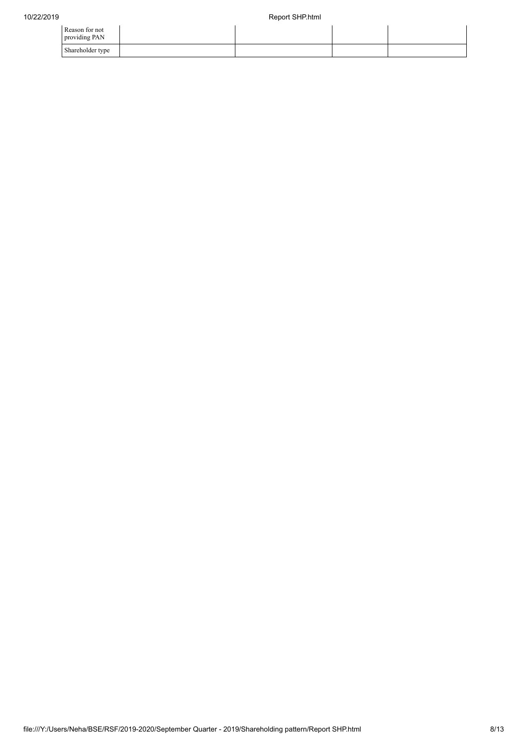| | | | | |
|---|---|---|---|---|
| Reason for not providing PAN | | | | |
| Shareholder type | | | | |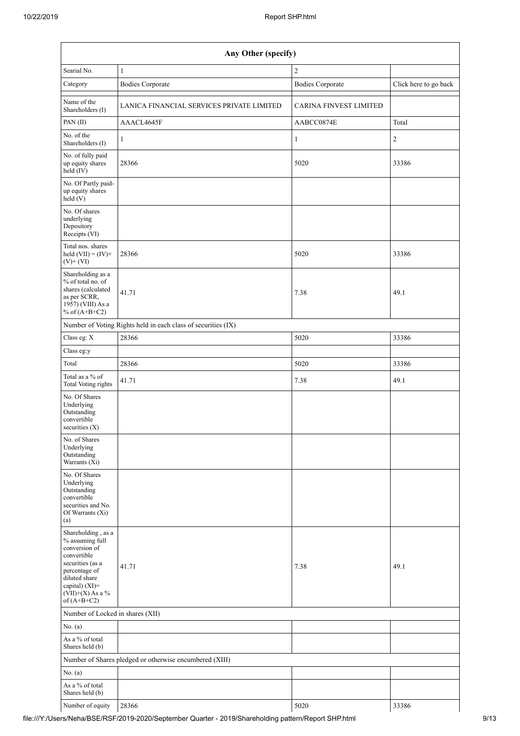| Any Other (specify) | | | |
|---|---|---|---|
| Searial No. | 1 | 2 | |
| Category | Bodies Corporate | Bodies Corporate | Click here to go back |
| Name of the Shareholders (I) | LANICA FINANCIAL SERVICES PRIVATE LIMITED | CARINA FINVEST LIMITED | |
| PAN (II) | AAACL4645F | AABCC0874E | Total |
| No. of the Shareholders (I) | 1 | 1 | 2 |
| No. of fully paid up equity shares held (IV) | 28366 | 5020 | 33386 |
| No. Of Partly paid-up equity shares held (V) | | | |
| No. Of shares underlying Depository Receipts (VI) | | | |
| Total nos. shares held (VII) = (IV)+ (V)+ (VI) | 28366 | 5020 | 33386 |
| Shareholding as a % of total no. of shares (calculated as per SCRR, 1957) (VIII) As a % of (A+B+C2) | 41.71 | 7.38 | 49.1 |
| Number of Voting Rights held in each class of securities (IX) | | | |
| Class eg: X | 28366 | 5020 | 33386 |
| Class eg:y | | | |
| Total | 28366 | 5020 | 33386 |
| Total as a % of Total Voting rights | 41.71 | 7.38 | 49.1 |
| No. Of Shares Underlying Outstanding convertible securities (X) | | | |
| No. of Shares Underlying Outstanding Warrants (Xi) | | | |
| No. Of Shares Underlying Outstanding convertible securities and No. Of Warrants (Xi) (a) | | | |
| Shareholding , as a % assuming full conversion of convertible securities (as a percentage of diluted share capital) (XI)= (VII)+(X) As a % of (A+B+C2) | 41.71 | 7.38 | 49.1 |
| Number of Locked in shares (XII) | | | |
| No. (a) | | | |
| As a % of total Shares held (b) | | | |
| Number of Shares pledged or otherwise encumbered (XIII) | | | |
| No. (a) | | | |
| As a % of total Shares held (b) | | | |
| Number of equity | 28366 | 5020 | 33386 |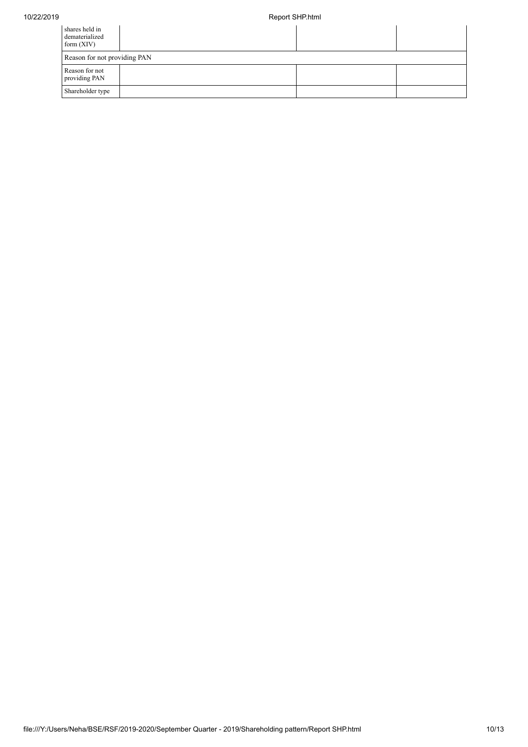| Number of equity shares held in dematerialized form (XIV) | | | |
| --- | --- | --- | --- |
| Reason for not providing PAN | | | |
| Reason for not providing PAN | | | |
| Shareholder type | | | |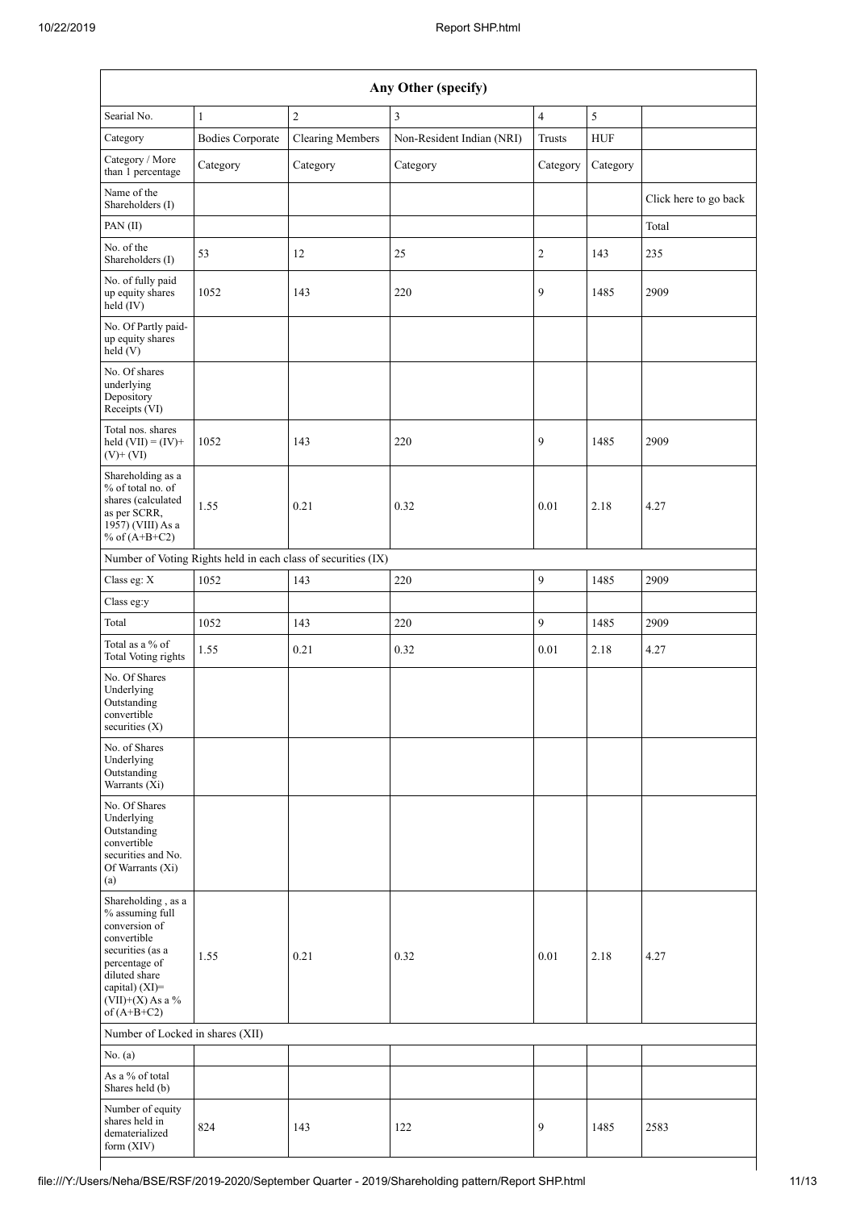| Any Other (specify) | | | | | | |
|---|---|---|---|---|---|---|
| Searial No. | 1 | 2 | 3 | 4 | 5 | |
| Category | Bodies Corporate | Clearing Members | Non-Resident Indian (NRI) | Trusts | HUF | |
| Category / More than 1 percentage | Category | Category | Category | Category | Category | |
| Name of the Shareholders (I) | | | | | | Click here to go back |
| PAN (II) | | | | | | Total |
| No. of the Shareholders (I) | 53 | 12 | 25 | 2 | 143 | 235 |
| No. of fully paid up equity shares held (IV) | 1052 | 143 | 220 | 9 | 1485 | 2909 |
| No. Of Partly paid-up equity shares held (V) | | | | | | |
| No. Of shares underlying Depository Receipts (VI) | | | | | | |
| Total nos. shares held (VII) = (IV)+ (V)+ (VI) | 1052 | 143 | 220 | 9 | 1485 | 2909 |
| Shareholding as a % of total no. of shares (calculated as per SCRR, 1957) (VIII) As a % of (A+B+C2) | 1.55 | 0.21 | 0.32 | 0.01 | 2.18 | 4.27 |
| Number of Voting Rights held in each class of securities (IX) | | | | | | |
| Class eg: X | 1052 | 143 | 220 | 9 | 1485 | 2909 |
| Class eg:y | | | | | | |
| Total | 1052 | 143 | 220 | 9 | 1485 | 2909 |
| Total as a % of Total Voting rights | 1.55 | 0.21 | 0.32 | 0.01 | 2.18 | 4.27 |
| No. Of Shares Underlying Outstanding convertible securities (X) | | | | | | |
| No. of Shares Underlying Outstanding Warrants (Xi) | | | | | | |
| No. Of Shares Underlying Outstanding convertible securities and No. Of Warrants (Xi) (a) | | | | | | |
| Shareholding , as a % assuming full conversion of convertible securities (as a percentage of diluted share capital) (XI)= (VII)+(X) As a % of (A+B+C2) | 1.55 | 0.21 | 0.32 | 0.01 | 2.18 | 4.27 |
| Number of Locked in shares (XII) | | | | | | |
| No. (a) | | | | | | |
| As a % of total Shares held (b) | | | | | | |
| Number of equity shares held in dematerialized form (XIV) | 824 | 143 | 122 | 9 | 1485 | 2583 |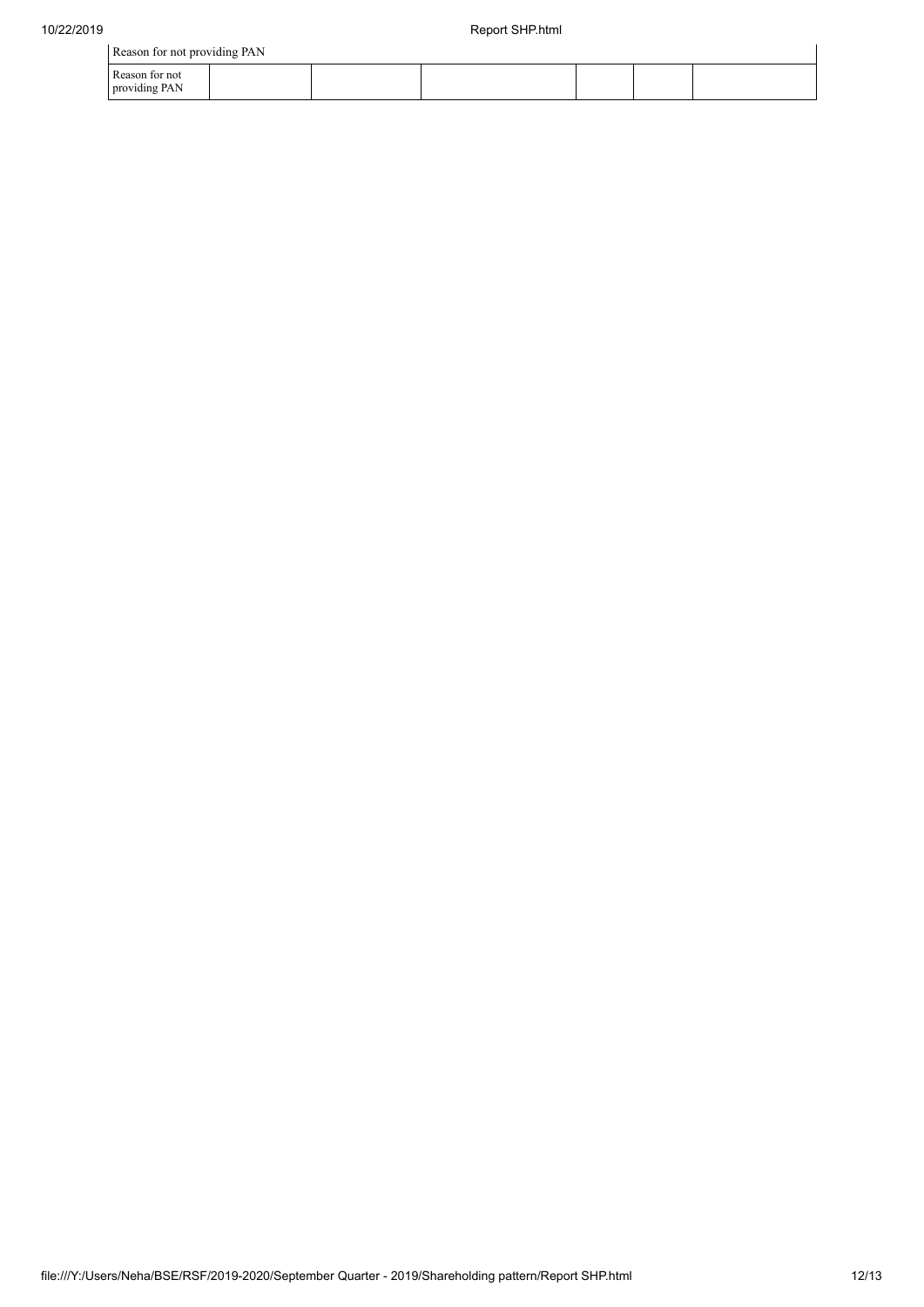| Reason for not providing PAN | | | | | | |
|---|---|---|---|---|---|---|
| Reason for not providing PAN | | | | | | |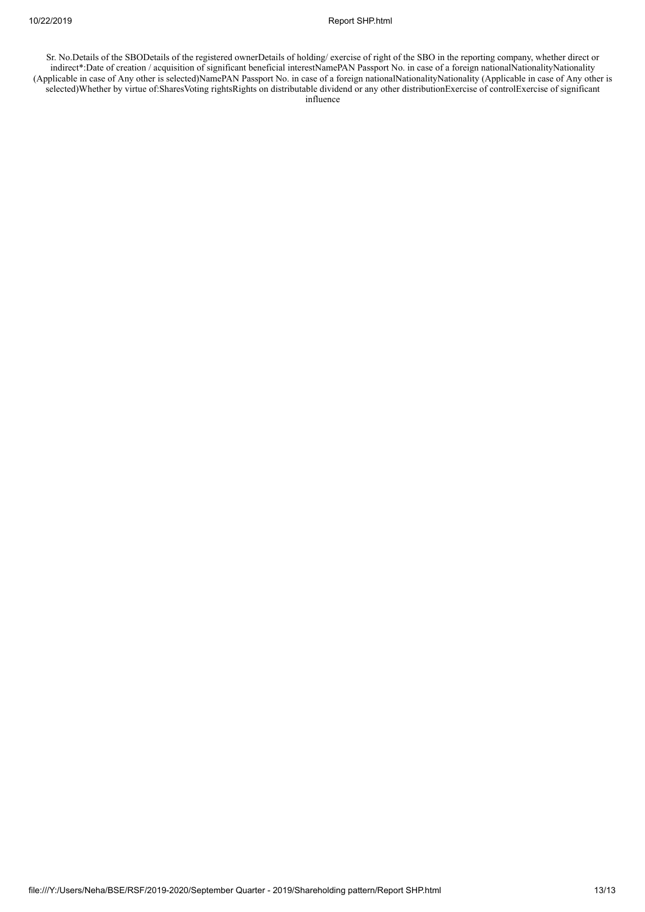Sr. No.Details of the SBODetails of the registered ownerDetails of holding/ exercise of right of the SBO in the reporting company, whether direct or indirect*:Date of creation / acquisition of significant beneficial interestNamePAN Passport No. in case of a foreign nationalNationalityNationality (Applicable in case of Any other is selected)NamePAN Passport No. in case of a foreign nationalNationalityNationality (Applicable in case of Any other is selected)Whether by virtue of:SharesVoting rightsRights on distributable dividend or any other distributionExercise of controlExercise of significant influence